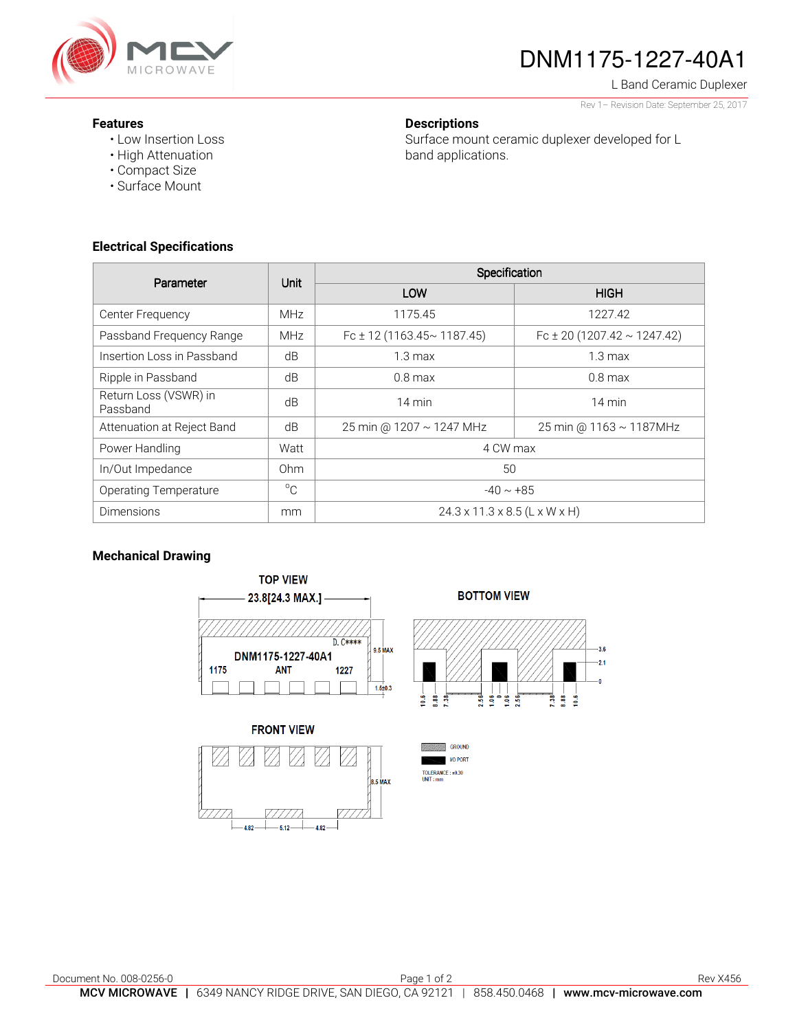# DNM1175-1227-40A1

L Band Ceramic Duplexer

Rev 1– Revision Date: September 25, 2017

## Features

- Low Insertion Loss
- High Attenuation
- Compact Size
- Surface Mount

## Descriptions

Surface mount ceramic duplexer developed for L band applications.

## Electrical Specifications

| Parameter | Unit | Specification | |
|---|---|---|---|
| | | LOW | HIGH |
| Center Frequency | MHz | 1175.45 | 1227.42 |
| Passband Frequency Range | MHz | Fc ± 12 (1163.45~ 1187.45) | Fc ± 20 (1207.42 ~ 1247.42) |
| Insertion Loss in Passband | dB | 1.3 max | 1.3 max |
| Ripple in Passband | dB | 0.8 max | 0.8 max |
| Return Loss (VSWR) in Passband | dB | 14 min | 14 min |
| Attenuation at Reject Band | dB | 25 min @ 1207 ~ 1247 MHz | 25 min @ 1163 ~ 1187MHz |
| Power Handling | Watt | 4 CW max | |
| In/Out Impedance | Ohm | 50 | |
| Operating Temperature | °C | -40 ~ +85 | |
| Dimensions | mm | 24.3 x 11.3 x 8.5 (L x W x H) | |

## Mechanical Drawing

TOP VIEW

23.8[24.3 MAX.]

D. C****

DNM1175-1227-40A1

1175 ANT 1227

9.5 MAX

1.5±0.3

BOTTOM VIEW

3.6 2.1 0

10.6 8.88 7.38 2.56 1.06 0 1.06 2.56 7.38 8.88 10.6

FRONT VIEW

8.5 MAX

4.82 5.12 4.82

GROUND

I/O PORT

TOLERANCE : ±0.30

UNIT : mm

Document No. 008-0256-0

Rev X456

**MCV MICROWAVE** | 6349 NANCY RIDGE DRIVE, SAN DIEGO, CA 92121 | 858.450.0468 | **www.mcv-microwave.com**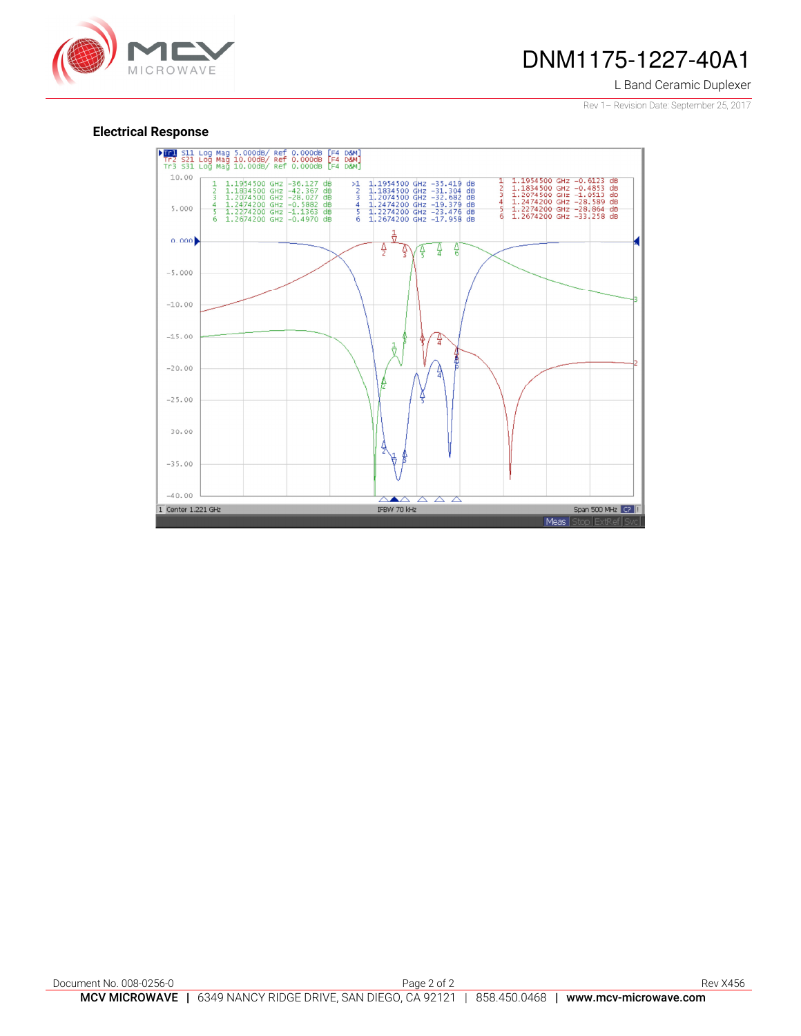## Electrical Response

Tr1 S11 Log Mag 5.000dB/ Ref 0.000dB [F4 D&M]
Tr2 S21 Log Mag 10.00dB/ Ref 0.000dB [F4 D&M]
Tr3 S31 Log Mag 10.00dB/ Ref 0.000dB [F4 D&M]

1 1.1954500 GHz -36.127 dB
2 1.1834500 GHz -42.367 dB
3 1.2074500 GHz -28.027 dB
4 1.2474200 GHz -0.5882 dB
5 1.2274200 GHz -1.1363 dB
6 1.2674200 GHz -0.4970 dB

>1 1.1954500 GHz -35.419 dB
2 1.1834500 GHz -31.304 dB
3 1.2074500 GHz -32.682 dB
4 1.2474200 GHz -19.379 dB
5 1.2274200 GHz -23.476 dB
6 1.2674200 GHz -17.958 dB

1 1.1954500 GHz -0.6123 dB
2 1.1834500 GHz -0.4853 dB
3 1.2074500 GHz -1.0513 dB
4 1.2474200 GHz -28.589 dB
5 1.2274200 GHz -28.864 dB
6 1.2674200 GHz -33.258 dB

10.00
5.000
0.000
-5.000
-10.00
-15.00
-20.00
-25.00
30.00
-35.00
-40.00

1 Center 1.221 GHz
IFBW 70 kHz
Span 500 MHz
Meas Stop ExtRef Svc

Document No. 008-0256-0

Rev X456